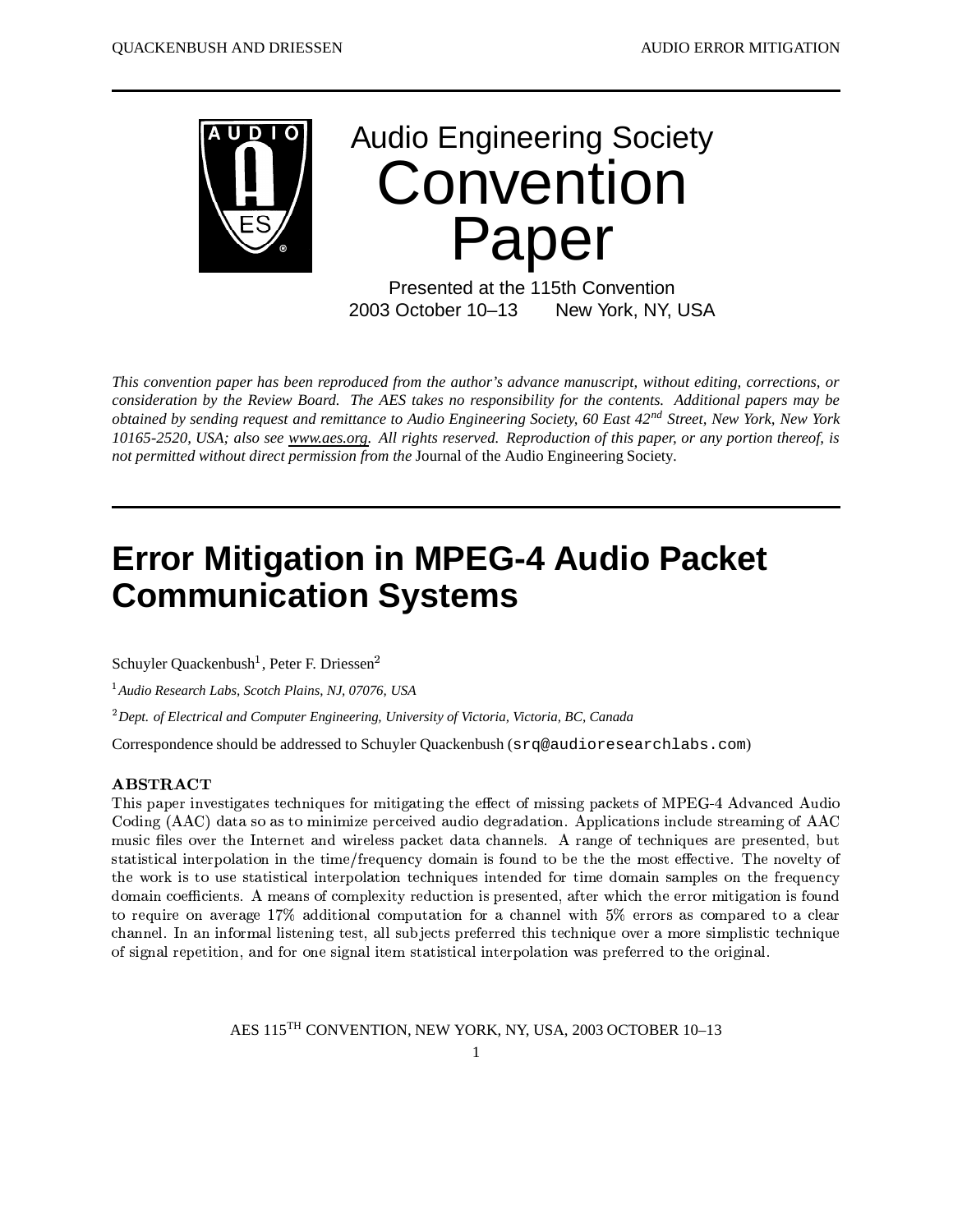Audio Engineering Society

# Convention Paper

Presented at the 115th Convention
2003 October 10–13 New York, NY, USA

*This convention paper has been reproduced from the author's advance manuscript, without editing, corrections, or consideration by the Review Board. The AES takes no responsibility for the contents. Additional papers may be obtained by sending request and remittance to Audio Engineering Society, 60 East 42nd Street, New York, New York 10165-2520, USA; also see www.aes.org. All rights reserved. Reproduction of this paper, or any portion thereof, is not permitted without direct permission from the* Journal of the Audio Engineering Society.

# Error Mitigation in MPEG-4 Audio Packet Communication Systems

Schuyler Quackenbush[1], Peter F. Driessen[2]

[1] *Audio Research Labs, Scotch Plains, NJ, 07076, USA*

[2] *Dept. of Electrical and Computer Engineering, University of Victoria, Victoria, BC, Canada*

Correspondence should be addressed to Schuyler Quackenbush (`srq@audioresearchlabs.com`)

## ABSTRACT

This paper investigates techniques for mitigating the effect of missing packets of MPEG-4 Advanced Audio Coding (AAC) data so as to minimize perceived audio degradation. Applications include streaming of AAC music files over the Internet and wireless packet data channels. A range of techniques are presented, but statistical interpolation in the time/frequency domain is found to be the the most effective. The novelty of the work is to use statistical interpolation techniques intended for time domain samples on the frequency domain coefficients. A means of complexity reduction is presented, after which the error mitigation is found to require on average 17% additional computation for a channel with 5% errors as compared to a clear channel. In an informal listening test, all subjects preferred this technique over a more simplistic technique of signal repetition, and for one signal item statistical interpolation was preferred to the original.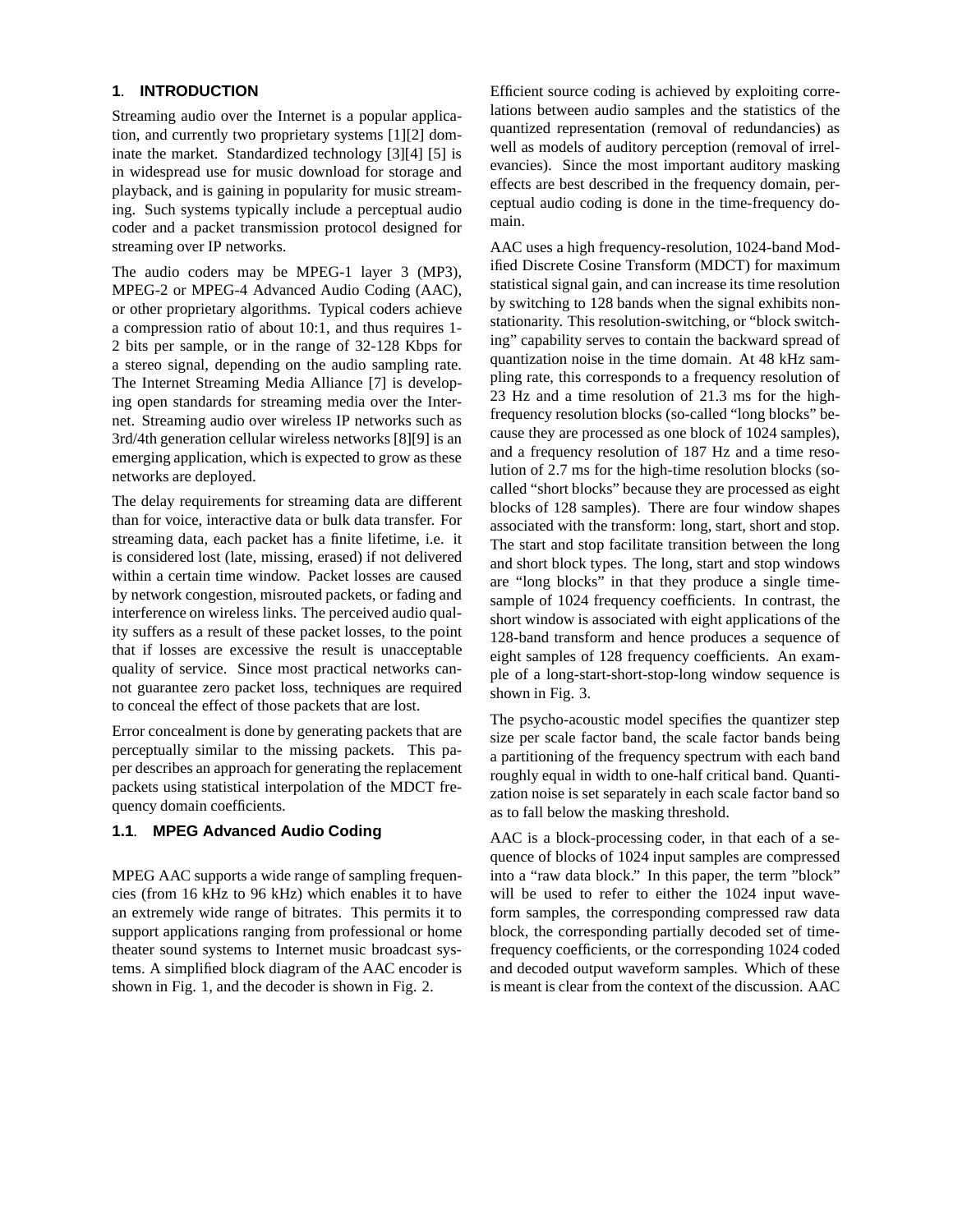## 1. INTRODUCTION

Streaming audio over the Internet is a popular application, and currently two proprietary systems [1][2] dominate the market. Standardized technology [3][4] [5] is in widespread use for music download for storage and playback, and is gaining in popularity for music streaming. Such systems typically include a perceptual audio coder and a packet transmission protocol designed for streaming over IP networks.

The audio coders may be MPEG-1 layer 3 (MP3), MPEG-2 or MPEG-4 Advanced Audio Coding (AAC), or other proprietary algorithms. Typical coders achieve a compression ratio of about 10:1, and thus requires 1-2 bits per sample, or in the range of 32-128 Kbps for a stereo signal, depending on the audio sampling rate. The Internet Streaming Media Alliance [7] is developing open standards for streaming media over the Internet. Streaming audio over wireless IP networks such as 3rd/4th generation cellular wireless networks [8][9] is an emerging application, which is expected to grow as these networks are deployed.

The delay requirements for streaming data are different than for voice, interactive data or bulk data transfer. For streaming data, each packet has a finite lifetime, i.e. it is considered lost (late, missing, erased) if not delivered within a certain time window. Packet losses are caused by network congestion, misrouted packets, or fading and interference on wireless links. The perceived audio quality suffers as a result of these packet losses, to the point that if losses are excessive the result is unacceptable quality of service. Since most practical networks cannot guarantee zero packet loss, techniques are required to conceal the effect of those packets that are lost.

Error concealment is done by generating packets that are perceptually similar to the missing packets. This paper describes an approach for generating the replacement packets using statistical interpolation of the MDCT frequency domain coefficients.

### 1.1. MPEG Advanced Audio Coding

MPEG AAC supports a wide range of sampling frequencies (from 16 kHz to 96 kHz) which enables it to have an extremely wide range of bitrates. This permits it to support applications ranging from professional or home theater sound systems to Internet music broadcast systems. A simplified block diagram of the AAC encoder is shown in Fig. 1, and the decoder is shown in Fig. 2.

Efficient source coding is achieved by exploiting correlations between audio samples and the statistics of the quantized representation (removal of redundancies) as well as models of auditory perception (removal of irrelevancies). Since the most important auditory masking effects are best described in the frequency domain, perceptual audio coding is done in the time-frequency domain.

AAC uses a high frequency-resolution, 1024-band Modified Discrete Cosine Transform (MDCT) for maximum statistical signal gain, and can increase its time resolution by switching to 128 bands when the signal exhibits non-stationarity. This resolution-switching, or "block switching" capability serves to contain the backward spread of quantization noise in the time domain. At 48 kHz sampling rate, this corresponds to a frequency resolution of 23 Hz and a time resolution of 21.3 ms for the high-frequency resolution blocks (so-called "long blocks" because they are processed as one block of 1024 samples), and a frequency resolution of 187 Hz and a time resolution of 2.7 ms for the high-time resolution blocks (so-called "short blocks" because they are processed as eight blocks of 128 samples). There are four window shapes associated with the transform: long, start, short and stop. The start and stop facilitate transition between the long and short block types. The long, start and stop windows are "long blocks" in that they produce a single time-sample of 1024 frequency coefficients. In contrast, the short window is associated with eight applications of the 128-band transform and hence produces a sequence of eight samples of 128 frequency coefficients. An example of a long-start-short-stop-long window sequence is shown in Fig. 3.

The psycho-acoustic model specifies the quantizer step size per scale factor band, the scale factor bands being a partitioning of the frequency spectrum with each band roughly equal in width to one-half critical band. Quantization noise is set separately in each scale factor band so as to fall below the masking threshold.

AAC is a block-processing coder, in that each of a sequence of blocks of 1024 input samples are compressed into a "raw data block." In this paper, the term "block" will be used to refer to either the 1024 input waveform samples, the corresponding compressed raw data block, the corresponding partially decoded set of time-frequency coefficients, or the corresponding 1024 coded and decoded output waveform samples. Which of these is meant is clear from the context of the discussion. AAC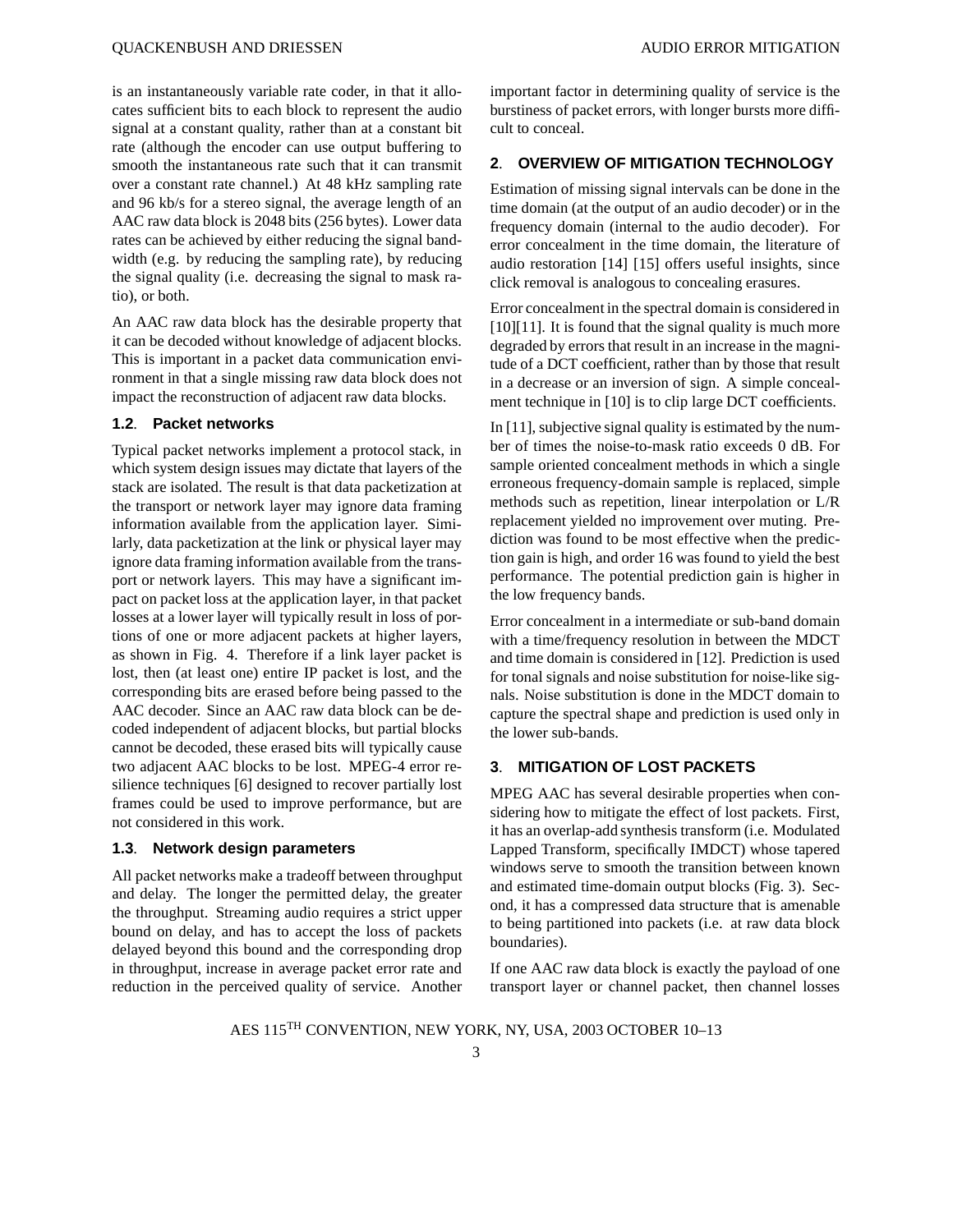is an instantaneously variable rate coder, in that it allocates sufficient bits to each block to represent the audio signal at a constant quality, rather than at a constant bit rate (although the encoder can use output buffering to smooth the instantaneous rate such that it can transmit over a constant rate channel.) At 48 kHz sampling rate and 96 kb/s for a stereo signal, the average length of an AAC raw data block is 2048 bits (256 bytes). Lower data rates can be achieved by either reducing the signal bandwidth (e.g. by reducing the sampling rate), by reducing the signal quality (i.e. decreasing the signal to mask ratio), or both.

An AAC raw data block has the desirable property that it can be decoded without knowledge of adjacent blocks. This is important in a packet data communication environment in that a single missing raw data block does not impact the reconstruction of adjacent raw data blocks.

### 1.2. Packet networks

Typical packet networks implement a protocol stack, in which system design issues may dictate that layers of the stack are isolated. The result is that data packetization at the transport or network layer may ignore data framing information available from the application layer. Similarly, data packetization at the link or physical layer may ignore data framing information available from the transport or network layers. This may have a significant impact on packet loss at the application layer, in that packet losses at a lower layer will typically result in loss of portions of one or more adjacent packets at higher layers, as shown in Fig. 4. Therefore if a link layer packet is lost, then (at least one) entire IP packet is lost, and the corresponding bits are erased before being passed to the AAC decoder. Since an AAC raw data block can be decoded independent of adjacent blocks, but partial blocks cannot be decoded, these erased bits will typically cause two adjacent AAC blocks to be lost. MPEG-4 error resilience techniques [6] designed to recover partially lost frames could be used to improve performance, but are not considered in this work.

### 1.3. Network design parameters

All packet networks make a tradeoff between throughput and delay. The longer the permitted delay, the greater the throughput. Streaming audio requires a strict upper bound on delay, and has to accept the loss of packets delayed beyond this bound and the corresponding drop in throughput, increase in average packet error rate and reduction in the perceived quality of service. Another important factor in determining quality of service is the burstiness of packet errors, with longer bursts more difficult to conceal.

## 2. OVERVIEW OF MITIGATION TECHNOLOGY

Estimation of missing signal intervals can be done in the time domain (at the output of an audio decoder) or in the frequency domain (internal to the audio decoder). For error concealment in the time domain, the literature of audio restoration [14] [15] offers useful insights, since click removal is analogous to concealing erasures.

Error concealment in the spectral domain is considered in [10][11]. It is found that the signal quality is much more degraded by errors that result in an increase in the magnitude of a DCT coefficient, rather than by those that result in a decrease or an inversion of sign. A simple concealment technique in [10] is to clip large DCT coefficients.

In [11], subjective signal quality is estimated by the number of times the noise-to-mask ratio exceeds 0 dB. For sample oriented concealment methods in which a single erroneous frequency-domain sample is replaced, simple methods such as repetition, linear interpolation or L/R replacement yielded no improvement over muting. Prediction was found to be most effective when the prediction gain is high, and order 16 was found to yield the best performance. The potential prediction gain is higher in the low frequency bands.

Error concealment in a intermediate or sub-band domain with a time/frequency resolution in between the MDCT and time domain is considered in [12]. Prediction is used for tonal signals and noise substitution for noise-like signals. Noise substitution is done in the MDCT domain to capture the spectral shape and prediction is used only in the lower sub-bands.

## 3. MITIGATION OF LOST PACKETS

MPEG AAC has several desirable properties when considering how to mitigate the effect of lost packets. First, it has an overlap-add synthesis transform (i.e. Modulated Lapped Transform, specifically IMDCT) whose tapered windows serve to smooth the transition between known and estimated time-domain output blocks (Fig. 3). Second, it has a compressed data structure that is amenable to being partitioned into packets (i.e. at raw data block boundaries).

If one AAC raw data block is exactly the payload of one transport layer or channel packet, then channel losses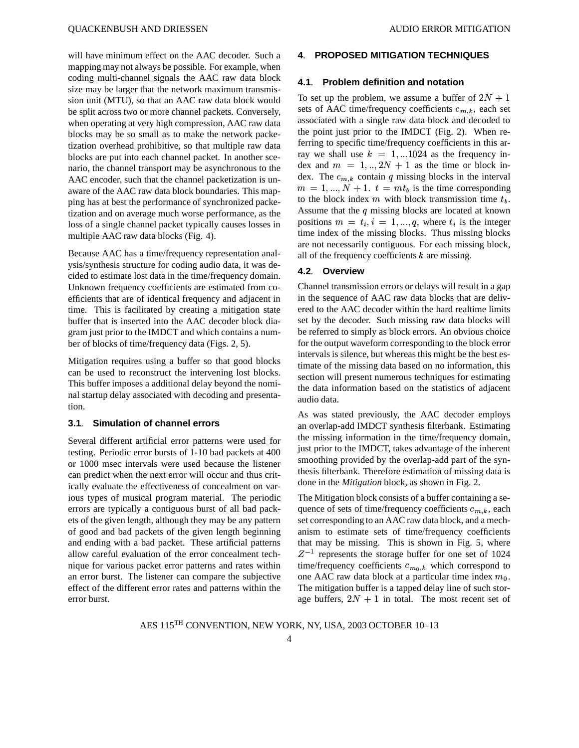will have minimum effect on the AAC decoder. Such a mapping may not always be possible. For example, when coding multi-channel signals the AAC raw data block size may be larger that the network maximum transmission unit (MTU), so that an AAC raw data block would be split across two or more channel packets. Conversely, when operating at very high compression, AAC raw data blocks may be so small as to make the network packetization overhead prohibitive, so that multiple raw data blocks are put into each channel packet. In another scenario, the channel transport may be asynchronous to the AAC encoder, such that the channel packetization is unaware of the AAC raw data block boundaries. This mapping has at best the performance of synchronized packetization and on average much worse performance, as the loss of a single channel packet typically causes losses in multiple AAC raw data blocks (Fig. 4).

Because AAC has a time/frequency representation analysis/synthesis structure for coding audio data, it was decided to estimate lost data in the time/frequency domain. Unknown frequency coefficients are estimated from coefficients that are of identical frequency and adjacent in time. This is facilitated by creating a mitigation state buffer that is inserted into the AAC decoder block diagram just prior to the IMDCT and which contains a number of blocks of time/frequency data (Figs. 2, 5).

Mitigation requires using a buffer so that good blocks can be used to reconstruct the intervening lost blocks. This buffer imposes a additional delay beyond the nominal startup delay associated with decoding and presentation.

### 3.1. Simulation of channel errors

Several different artificial error patterns were used for testing. Periodic error bursts of 1-10 bad packets at 400 or 1000 msec intervals were used because the listener can predict when the next error will occur and thus critically evaluate the effectiveness of concealment on various types of musical program material. The periodic errors are typically a contiguous burst of all bad packets of the given length, although they may be any pattern of good and bad packets of the given length beginning and ending with a bad packet. These artificial patterns allow careful evaluation of the error concealment technique for various packet error patterns and rates within an error burst. The listener can compare the subjective effect of the different error rates and patterns within the error burst.

## 4. PROPOSED MITIGATION TECHNIQUES

### 4.1. Problem definition and notation

To set up the problem, we assume a buffer of $2N+1$ sets of AAC time/frequency coefficients $c_{m,k}$, each set associated with a single raw data block and decoded to the point just prior to the IMDCT (Fig. 2). When referring to specific time/frequency coefficients in this array we shall use $k = 1, ...1024$ as the frequency index and $m = 1, .., 2N+1$ as the time or block index. The $c_{m,k}$ contain $q$ missing blocks in the interval $m = 1, ..., N+1$. $t = mt_b$ is the time corresponding to the block index $m$ with block transmission time $t_b$. Assume that the $q$ missing blocks are located at known positions $m = t_i, i = 1, ..., q$, where $t_i$ is the integer time index of the missing blocks. Thus missing blocks are not necessarily contiguous. For each missing block, all of the frequency coefficients $k$ are missing.

### 4.2. Overview

Channel transmission errors or delays will result in a gap in the sequence of AAC raw data blocks that are delivered to the AAC decoder within the hard realtime limits set by the decoder. Such missing raw data blocks will be referred to simply as block errors. An obvious choice for the output waveform corresponding to the block error intervals is silence, but whereas this might be the best estimate of the missing data based on no information, this section will present numerous techniques for estimating the data information based on the statistics of adjacent audio data.

As was stated previously, the AAC decoder employs an overlap-add IMDCT synthesis filterbank. Estimating the missing information in the time/frequency domain, just prior to the IMDCT, takes advantage of the inherent smoothing provided by the overlap-add part of the synthesis filterbank. Therefore estimation of missing data is done in the *Mitigation* block, as shown in Fig. 2.

The Mitigation block consists of a buffer containing a sequence of sets of time/frequency coefficients $c_{m,k}$, each set corresponding to an AAC raw data block, and a mechanism to estimate sets of time/frequency coefficients that may be missing. This is shown in Fig. 5, where $Z^{-1}$ represents the storage buffer for one set of 1024 time/frequency coefficients $c_{m_0,k}$ which correspond to one AAC raw data block at a particular time index $m_0$. The mitigation buffer is a tapped delay line of such storage buffers, $2N+1$ in total. The most recent set of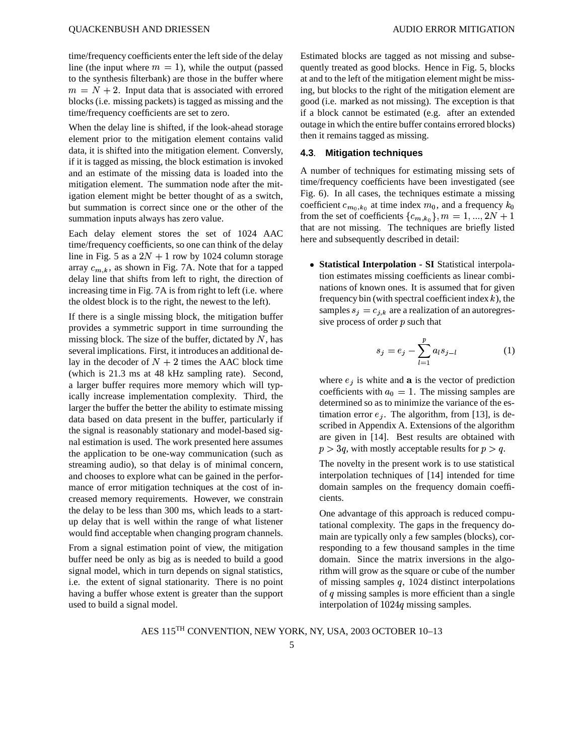time/frequency coefficients enter the left side of the delay line (the input where $m = 1$), while the output (passed to the synthesis filterbank) are those in the buffer where $m = N + 2$. Input data that is associated with errored blocks (i.e. missing packets) is tagged as missing and the time/frequency coefficients are set to zero.

When the delay line is shifted, if the look-ahead storage element prior to the mitigation element contains valid data, it is shifted into the mitigation element. Conversly, if it is tagged as missing, the block estimation is invoked and an estimate of the missing data is loaded into the mitigation element. The summation node after the mitigation element might be better thought of as a switch, but summation is correct since one or the other of the summation inputs always has zero value.

Each delay element stores the set of 1024 AAC time/frequency coefficients, so one can think of the delay line in Fig. 5 as a $2N + 1$ row by 1024 column storage array $c_{m,k}$, as shown in Fig. 7A. Note that for a tapped delay line that shifts from left to right, the direction of increasing time in Fig. 7A is from right to left (i.e. where the oldest block is to the right, the newest to the left).

If there is a single missing block, the mitigation buffer provides a symmetric support in time surrounding the missing block. The size of the buffer, dictated by $N$, has several implications. First, it introduces an additional delay in the decoder of $N + 2$ times the AAC block time (which is 21.3 ms at 48 kHz sampling rate). Second, a larger buffer requires more memory which will typically increase implementation complexity. Third, the larger the buffer the better the ability to estimate missing data based on data present in the buffer, particularly if the signal is reasonably stationary and model-based signal estimation is used. The work presented here assumes the application to be one-way communication (such as streaming audio), so that delay is of minimal concern, and chooses to explore what can be gained in the performance of error mitigation techniques at the cost of increased memory requirements. However, we constrain the delay to be less than 300 ms, which leads to a start-up delay that is well within the range of what listener would find acceptable when changing program channels.

From a signal estimation point of view, the mitigation buffer need be only as big as is needed to build a good signal model, which in turn depends on signal statistics, i.e. the extent of signal stationarity. There is no point having a buffer whose extent is greater than the support used to build a signal model.

Estimated blocks are tagged as not missing and subsequently treated as good blocks. Hence in Fig. 5, blocks at and to the left of the mitigation element might be missing, but blocks to the right of the mitigation element are good (i.e. marked as not missing). The exception is that if a block cannot be estimated (e.g. after an extended outage in which the entire buffer contains errored blocks) then it remains tagged as missing.

### 4.3. Mitigation techniques

A number of techniques for estimating missing sets of time/frequency coefficients have been investigated (see Fig. 6). In all cases, the techniques estimate a missing coefficient $c_{m_0,k_0}$ at time index $m_0$, and a frequency $k_0$ from the set of coefficients $\{c_{m,k_0}\}, m = 1, ..., 2N + 1$ that are not missing. The techniques are briefly listed here and subsequently described in detail:

- **Statistical Interpolation - SI** Statistical interpolation estimates missing coefficients as linear combinations of known ones. It is assumed that for given frequency bin (with spectral coefficient index $k$), the samples $s_j = c_{j,k}$ are a realization of an autoregressive process of order $p$ such that

  $$s_j = e_j - \sum_{l=1}^{p} a_l s_{j-l} \qquad (1)$$

  where $e_j$ is white and $\mathbf{a}$ is the vector of prediction coefficients with $a_0 = 1$. The missing samples are determined so as to minimize the variance of the estimation error $e_j$. The algorithm, from [13], is described in Appendix A. Extensions of the algorithm are given in [14]. Best results are obtained with $p > 3q$, with mostly acceptable results for $p > q$.

  The novelty in the present work is to use statistical interpolation techniques of [14] intended for time domain samples on the frequency domain coefficients.

  One advantage of this approach is reduced computational complexity. The gaps in the frequency domain are typically only a few samples (blocks), corresponding to a few thousand samples in the time domain. Since the matrix inversions in the algorithm will grow as the square or cube of the number of missing samples $q$, 1024 distinct interpolations of $q$ missing samples is more efficient than a single interpolation of $1024q$ missing samples.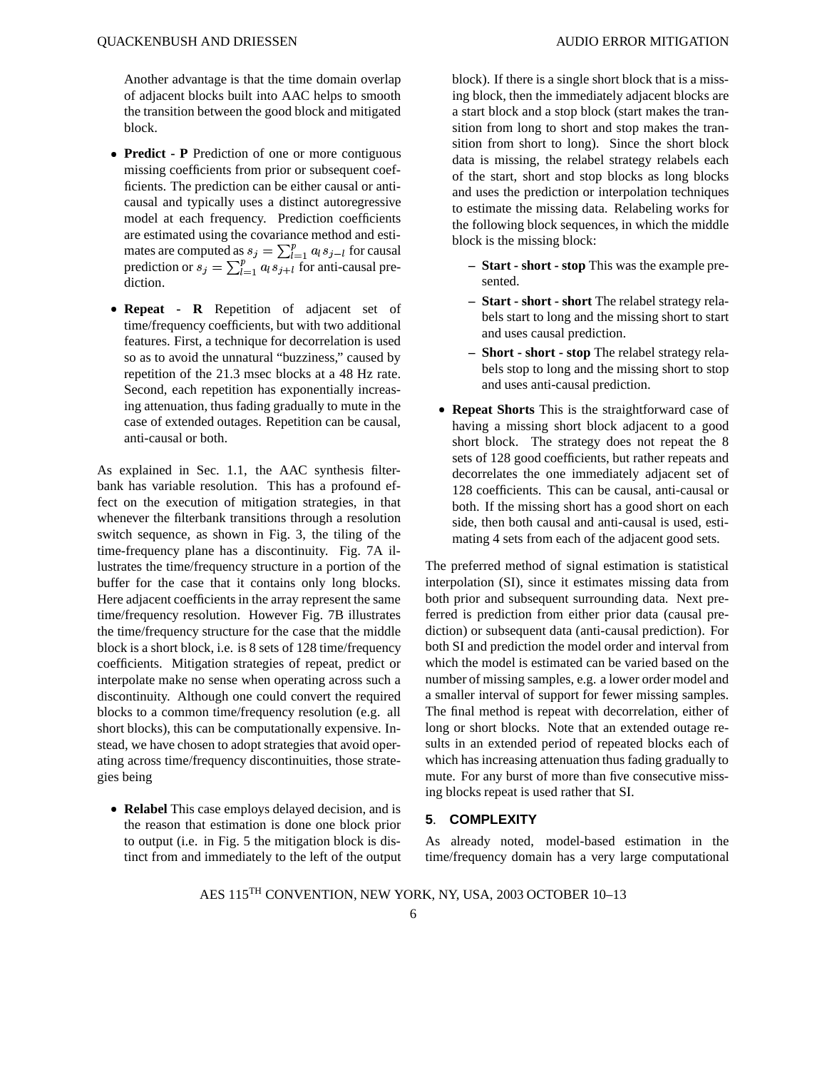Another advantage is that the time domain overlap of adjacent blocks built into AAC helps to smooth the transition between the good block and mitigated block.

- **Predict - P** Prediction of one or more contiguous missing coefficients from prior or subsequent coefficients. The prediction can be either causal or anti-causal and typically uses a distinct autoregressive model at each frequency. Prediction coefficients are estimated using the covariance method and estimates are computed as $s_j = \sum_{l=1}^{p} a_l s_{j-l}$ for causal prediction or $s_j = \sum_{l=1}^{p} a_l s_{j+l}$ for anti-causal prediction.
- **Repeat - R** Repetition of adjacent set of time/frequency coefficients, but with two additional features. First, a technique for decorrelation is used so as to avoid the unnatural "buzziness," caused by repetition of the 21.3 msec blocks at a 48 Hz rate. Second, each repetition has exponentially increasing attenuation, thus fading gradually to mute in the case of extended outages. Repetition can be causal, anti-causal or both.

As explained in Sec. 1.1, the AAC synthesis filterbank has variable resolution. This has a profound effect on the execution of mitigation strategies, in that whenever the filterbank transitions through a resolution switch sequence, as shown in Fig. 3, the tiling of the time-frequency plane has a discontinuity. Fig. 7A illustrates the time/frequency structure in a portion of the buffer for the case that it contains only long blocks. Here adjacent coefficients in the array represent the same time/frequency resolution. However Fig. 7B illustrates the time/frequency structure for the case that the middle block is a short block, i.e. is 8 sets of 128 time/frequency coefficients. Mitigation strategies of repeat, predict or interpolate make no sense when operating across such a discontinuity. Although one could convert the required blocks to a common time/frequency resolution (e.g. all short blocks), this can be computationally expensive. Instead, we have chosen to adopt strategies that avoid operating across time/frequency discontinuities, those strategies being

- **Relabel** This case employs delayed decision, and is the reason that estimation is done one block prior to output (i.e. in Fig. 5 the mitigation block is distinct from and immediately to the left of the output block). If there is a single short block that is a missing block, then the immediately adjacent blocks are a start block and a stop block (start makes the transition from long to short and stop makes the transition from short to long). Since the short block data is missing, the relabel strategy relabels each of the start, short and stop blocks as long blocks and uses the prediction or interpolation techniques to estimate the missing data. Relabeling works for the following block sequences, in which the middle block is the missing block:
  - **Start - short - stop** This was the example presented.
  - **Start - short - short** The relabel strategy relabels start to long and the missing short to start and uses causal prediction.
  - **Short - short - stop** The relabel strategy relabels stop to long and the missing short to stop and uses anti-causal prediction.
- **Repeat Shorts** This is the straightforward case of having a missing short block adjacent to a good short block. The strategy does not repeat the 8 sets of 128 good coefficients, but rather repeats and decorrelates the one immediately adjacent set of 128 coefficients. This can be causal, anti-causal or both. If the missing short has a good short on each side, then both causal and anti-causal is used, estimating 4 sets from each of the adjacent good sets.

The preferred method of signal estimation is statistical interpolation (SI), since it estimates missing data from both prior and subsequent surrounding data. Next preferred is prediction from either prior data (causal prediction) or subsequent data (anti-causal prediction). For both SI and prediction the model order and interval from which the model is estimated can be varied based on the number of missing samples, e.g. a lower order model and a smaller interval of support for fewer missing samples. The final method is repeat with decorrelation, either of long or short blocks. Note that an extended outage results in an extended period of repeated blocks each of which has increasing attenuation thus fading gradually to mute. For any burst of more than five consecutive missing blocks repeat is used rather that SI.

## 5. COMPLEXITY

As already noted, model-based estimation in the time/frequency domain has a very large computational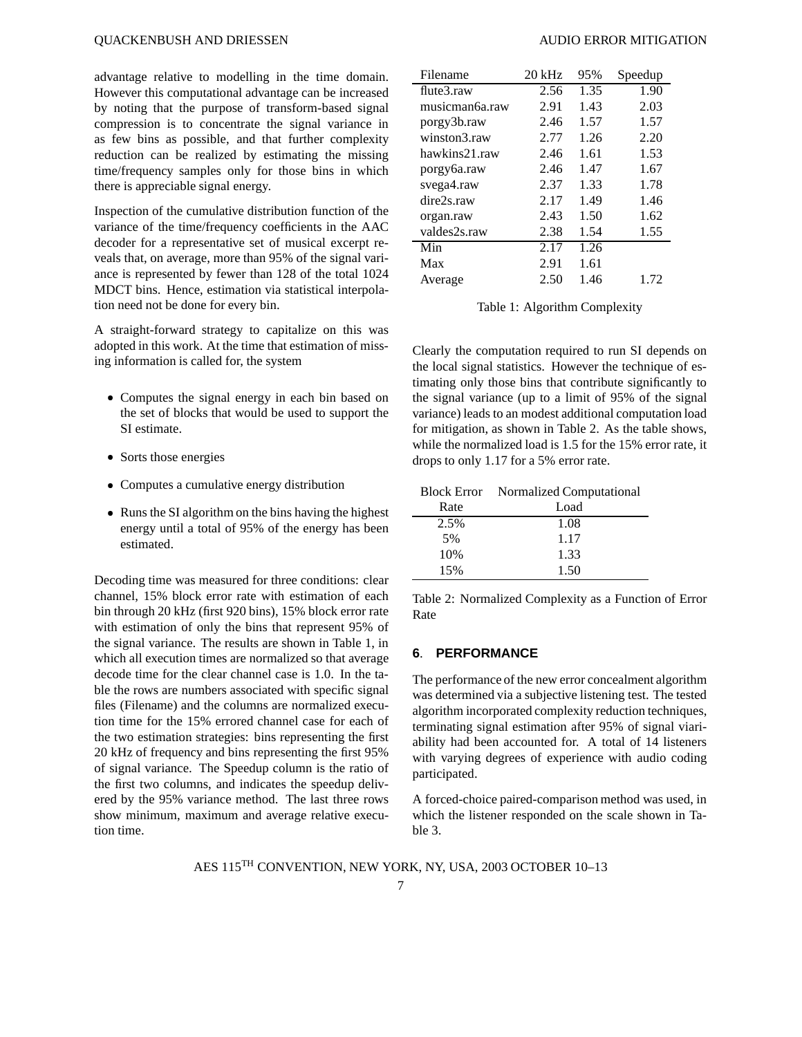advantage relative to modelling in the time domain. However this computational advantage can be increased by noting that the purpose of transform-based signal compression is to concentrate the signal variance in as few bins as possible, and that further complexity reduction can be realized by estimating the missing time/frequency samples only for those bins in which there is appreciable signal energy.

Inspection of the cumulative distribution function of the variance of the time/frequency coefficients in the AAC decoder for a representative set of musical excerpt reveals that, on average, more than 95% of the signal variance is represented by fewer than 128 of the total 1024 MDCT bins. Hence, estimation via statistical interpolation need not be done for every bin.

A straight-forward strategy to capitalize on this was adopted in this work. At the time that estimation of missing information is called for, the system

- Computes the signal energy in each bin based on the set of blocks that would be used to support the SI estimate.
- Sorts those energies
- Computes a cumulative energy distribution
- Runs the SI algorithm on the bins having the highest energy until a total of 95% of the energy has been estimated.

Decoding time was measured for three conditions: clear channel, 15% block error rate with estimation of each bin through 20 kHz (first 920 bins), 15% block error rate with estimation of only the bins that represent 95% of the signal variance. The results are shown in Table 1, in which all execution times are normalized so that average decode time for the clear channel case is 1.0. In the table the rows are numbers associated with specific signal files (Filename) and the columns are normalized execution time for the 15% errored channel case for each of the two estimation strategies: bins representing the first 20 kHz of frequency and bins representing the first 95% of signal variance. The Speedup column is the ratio of the first two columns, and indicates the speedup delivered by the 95% variance method. The last three rows show minimum, maximum and average relative execution time.

| Filename | 20 kHz | 95% | Speedup |
|---|---|---|---|
| flute3.raw | 2.56 | 1.35 | 1.90 |
| musicman6a.raw | 2.91 | 1.43 | 2.03 |
| porgy3b.raw | 2.46 | 1.57 | 1.57 |
| winston3.raw | 2.77 | 1.26 | 2.20 |
| hawkins21.raw | 2.46 | 1.61 | 1.53 |
| porgy6a.raw | 2.46 | 1.47 | 1.67 |
| svega4.raw | 2.37 | 1.33 | 1.78 |
| dire2s.raw | 2.17 | 1.49 | 1.46 |
| organ.raw | 2.43 | 1.50 | 1.62 |
| valdes2s.raw | 2.38 | 1.54 | 1.55 |
| Min | 2.17 | 1.26 | |
| Max | 2.91 | 1.61 | |
| Average | 2.50 | 1.46 | 1.72 |

Table 1: Algorithm Complexity

Clearly the computation required to run SI depends on the local signal statistics. However the technique of estimating only those bins that contribute significantly to the signal variance (up to a limit of 95% of the signal variance) leads to an modest additional computation load for mitigation, as shown in Table 2. As the table shows, while the normalized load is 1.5 for the 15% error rate, it drops to only 1.17 for a 5% error rate.

| Block Error Rate | Normalized Computational Load |
|---|---|
| 2.5% | 1.08 |
| 5% | 1.17 |
| 10% | 1.33 |
| 15% | 1.50 |

Table 2: Normalized Complexity as a Function of Error Rate

## 6. PERFORMANCE

The performance of the new error concealment algorithm was determined via a subjective listening test. The tested algorithm incorporated complexity reduction techniques, terminating signal estimation after 95% of signal viariability had been accounted for. A total of 14 listeners with varying degrees of experience with audio coding participated.

A forced-choice paired-comparison method was used, in which the listener responded on the scale shown in Table 3.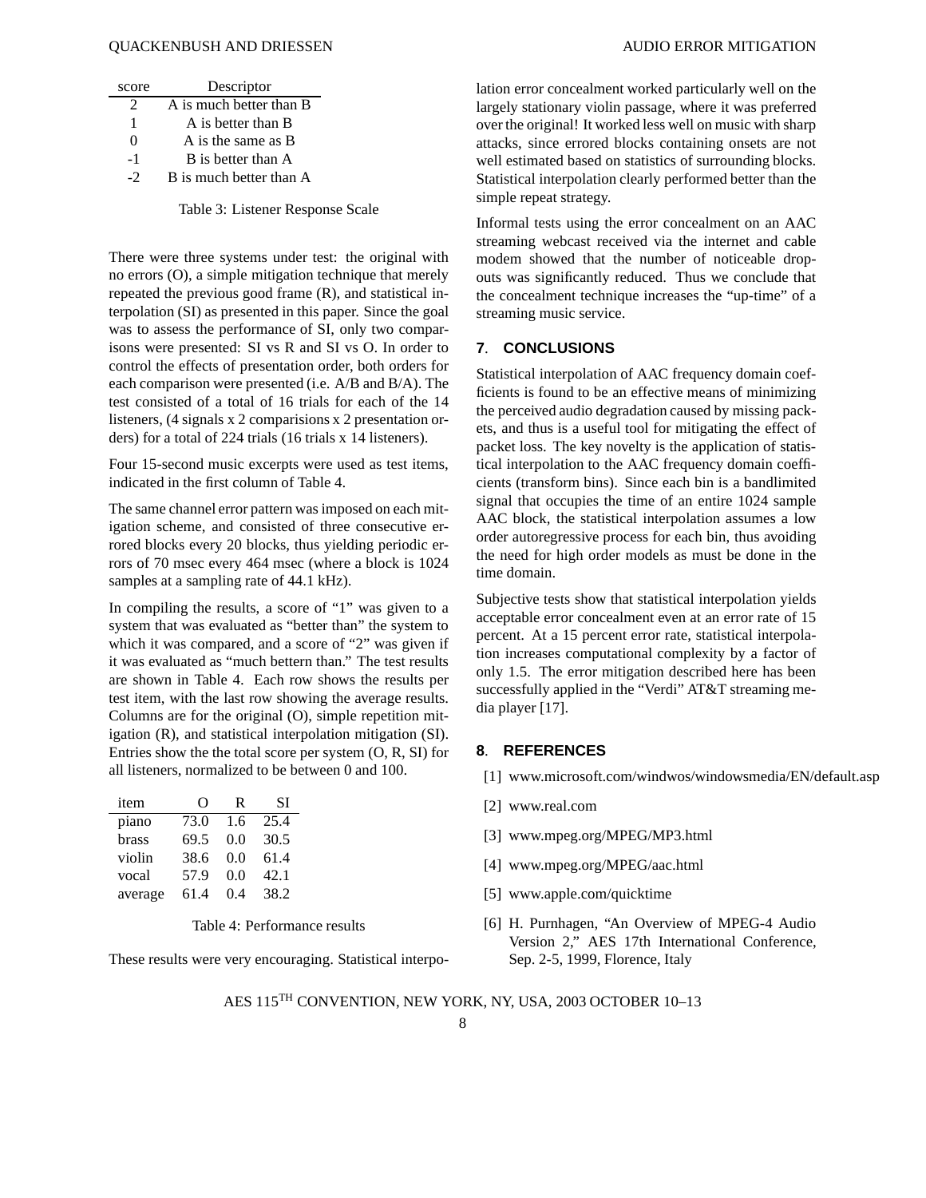| score | Descriptor |
|---|---|
| 2 | A is much better than B |
| 1 | A is better than B |
| 0 | A is the same as B |
| -1 | B is better than A |
| -2 | B is much better than A |

Table 3: Listener Response Scale

There were three systems under test: the original with no errors (O), a simple mitigation technique that merely repeated the previous good frame (R), and statistical interpolation (SI) as presented in this paper. Since the goal was to assess the performance of SI, only two comparisons were presented: SI vs R and SI vs O. In order to control the effects of presentation order, both orders for each comparison were presented (i.e. A/B and B/A). The test consisted of a total of 16 trials for each of the 14 listeners, (4 signals x 2 comparisions x 2 presentation orders) for a total of 224 trials (16 trials x 14 listeners).

Four 15-second music excerpts were used as test items, indicated in the first column of Table 4.

The same channel error pattern was imposed on each mitigation scheme, and consisted of three consecutive errored blocks every 20 blocks, thus yielding periodic errors of 70 msec every 464 msec (where a block is 1024 samples at a sampling rate of 44.1 kHz).

In compiling the results, a score of "1" was given to a system that was evaluated as "better than" the system to which it was compared, and a score of "2" was given if it was evaluated as "much bettern than." The test results are shown in Table 4. Each row shows the results per test item, with the last row showing the average results. Columns are for the original (O), simple repetition mitigation (R), and statistical interpolation mitigation (SI). Entries show the the total score per system (O, R, SI) for all listeners, normalized to be between 0 and 100.

| item | O | R | SI |
|---|---|---|---|
| piano | 73.0 | 1.6 | 25.4 |
| brass | 69.5 | 0.0 | 30.5 |
| violin | 38.6 | 0.0 | 61.4 |
| vocal | 57.9 | 0.0 | 42.1 |
| average | 61.4 | 0.4 | 38.2 |

Table 4: Performance results

These results were very encouraging. Statistical interpolation error concealment worked particularly well on the largely stationary violin passage, where it was preferred over the original! It worked less well on music with sharp attacks, since errored blocks containing onsets are not well estimated based on statistics of surrounding blocks. Statistical interpolation clearly performed better than the simple repeat strategy.

Informal tests using the error concealment on an AAC streaming webcast received via the internet and cable modem showed that the number of noticeable dropouts was significantly reduced. Thus we conclude that the concealment technique increases the "up-time" of a streaming music service.

## 7. CONCLUSIONS

Statistical interpolation of AAC frequency domain coefficients is found to be an effective means of minimizing the perceived audio degradation caused by missing packets, and thus is a useful tool for mitigating the effect of packet loss. The key novelty is the application of statistical interpolation to the AAC frequency domain coefficients (transform bins). Since each bin is a bandlimited signal that occupies the time of an entire 1024 sample AAC block, the statistical interpolation assumes a low order autoregressive process for each bin, thus avoiding the need for high order models as must be done in the time domain.

Subjective tests show that statistical interpolation yields acceptable error concealment even at an error rate of 15 percent. At a 15 percent error rate, statistical interpolation increases computational complexity by a factor of only 1.5. The error mitigation described here has been successfully applied in the "Verdi" AT&T streaming media player [17].

## 8. REFERENCES

[1] www.microsoft.com/windwos/windowsmedia/EN/default.asp

[2] www.real.com

[3] www.mpeg.org/MPEG/MP3.html

[4] www.mpeg.org/MPEG/aac.html

[5] www.apple.com/quicktime

[6] H. Purnhagen, "An Overview of MPEG-4 Audio Version 2," AES 17th International Conference, Sep. 2-5, 1999, Florence, Italy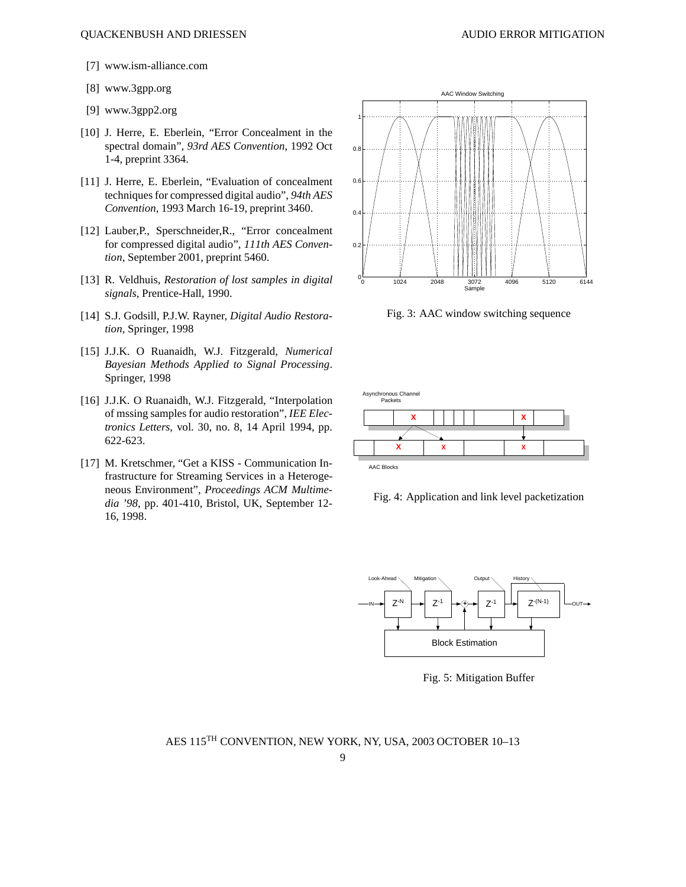[7] www.ism-alliance.com

[8] www.3gpp.org

[9] www.3gpp2.org

[10] J. Herre, E. Eberlein, "Error Concealment in the spectral domain", *93rd AES Convention*, 1992 Oct 1-4, preprint 3364.

[11] J. Herre, E. Eberlein, "Evaluation of concealment techniques for compressed digital audio", *94th AES Convention*, 1993 March 16-19, preprint 3460.

[12] Lauber,P., Sperschneider,R., "Error concealment for compressed digital audio", *111th AES Convention*, September 2001, preprint 5460.

[13] R. Veldhuis, *Restoration of lost samples in digital signals*, Prentice-Hall, 1990.

[14] S.J. Godsill, P.J.W. Rayner, *Digital Audio Restoration*, Springer, 1998

[15] J.J.K. O Ruanaidh, W.J. Fitzgerald, *Numerical Bayesian Methods Applied to Signal Processing*. Springer, 1998

[16] J.J.K. O Ruanaidh, W.J. Fitzgerald, "Interpolation of mssing samples for audio restoration", *IEE Electronics Letters*, vol. 30, no. 8, 14 April 1994, pp. 622-623.

[17] M. Kretschmer, "Get a KISS - Communication Infrastructure for Streaming Services in a Heterogeneous Environment", *Proceedings ACM Multimedia '98*, pp. 401-410, Bristol, UK, September 12-16, 1998.

Fig. 3: AAC window switching sequence

Fig. 4: Application and link level packetization

Fig. 5: Mitigation Buffer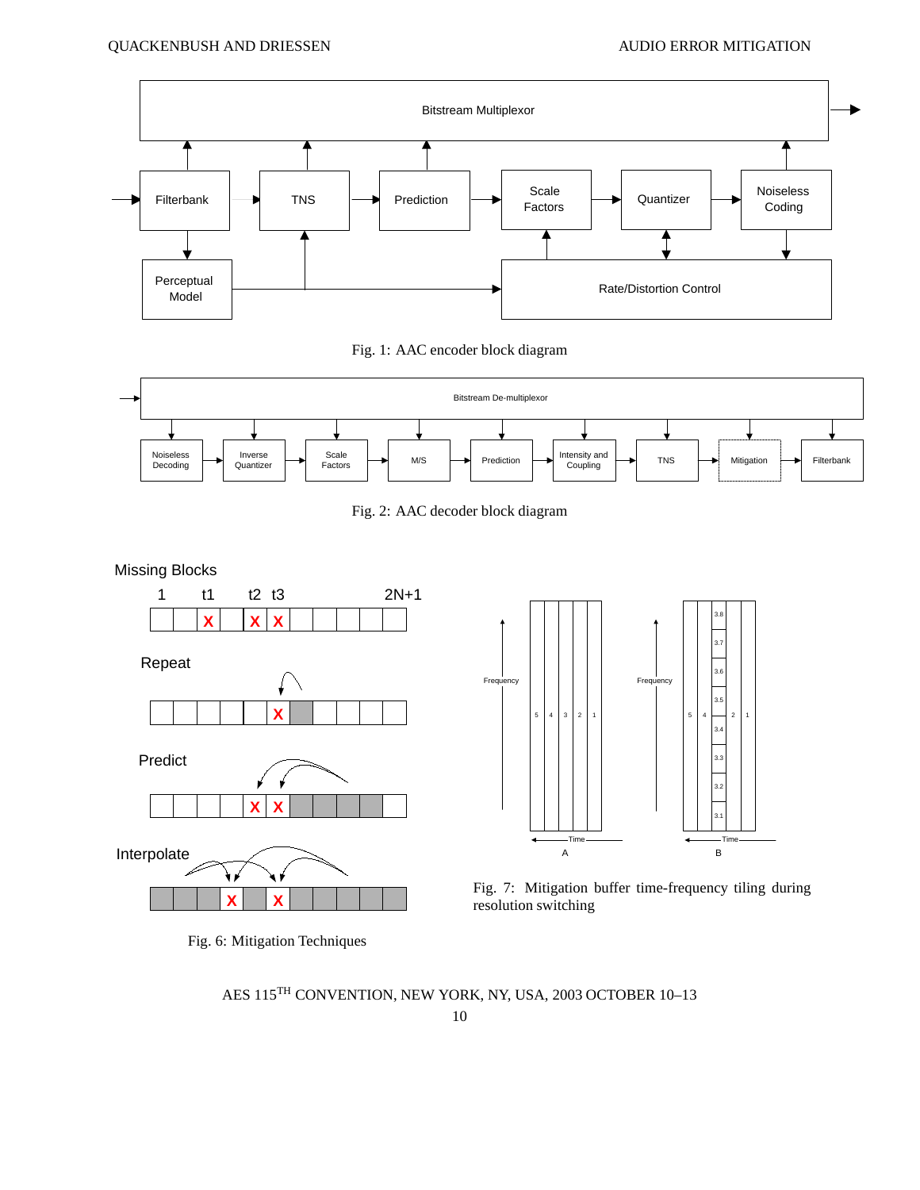Fig. 1: AAC encoder block diagram

Fig. 2: AAC decoder block diagram

Fig. 6: Mitigation Techniques

Fig. 7: Mitigation buffer time-frequency tiling during resolution switching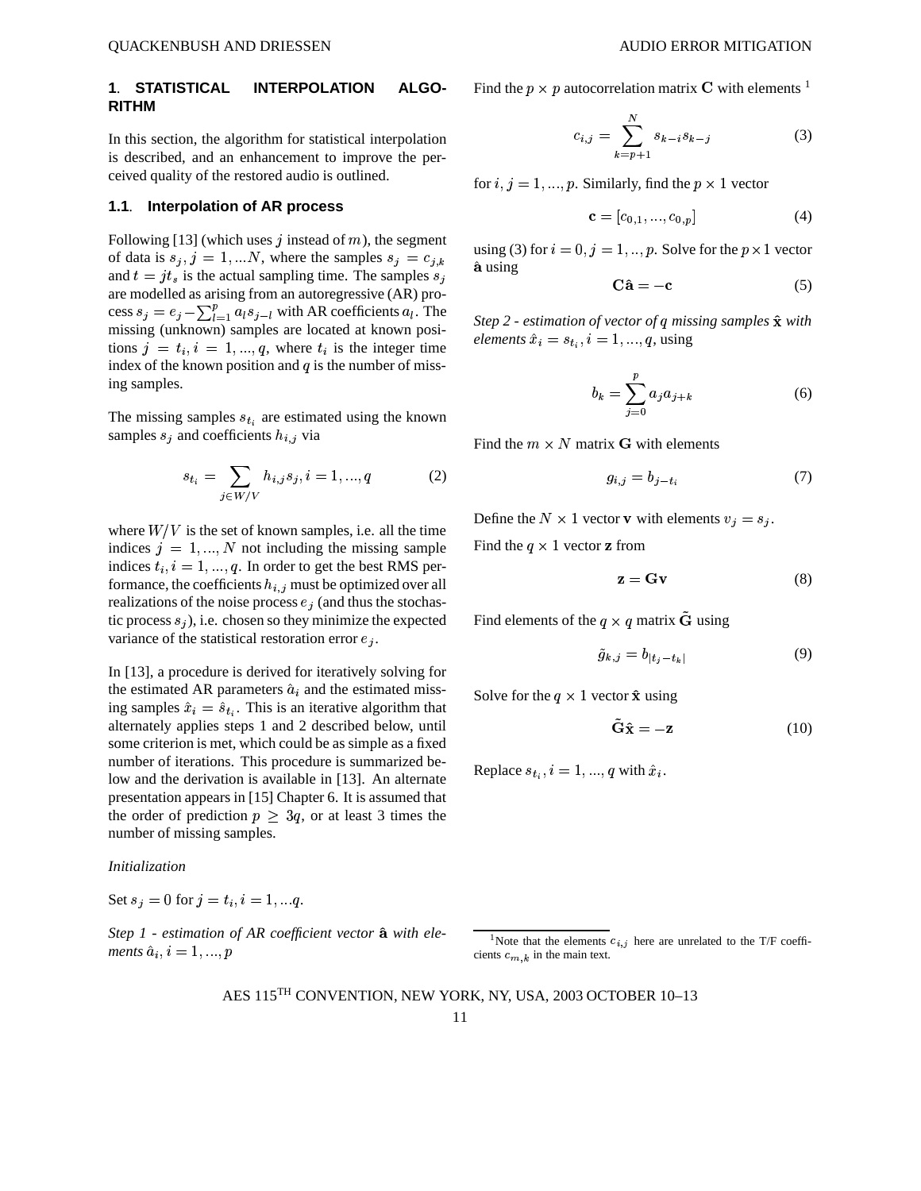## 1. STATISTICAL INTERPOLATION ALGORITHM

In this section, the algorithm for statistical interpolation is described, and an enhancement to improve the perceived quality of the restored audio is outlined.

### 1.1. Interpolation of AR process

Following [13] (which uses $j$ instead of $m$), the segment of data is $s_j, j = 1, ...N$, where the samples $s_j = c_{j,k}$ and $t = jt_s$ is the actual sampling time. The samples $s_j$ are modelled as arising from an autoregressive (AR) process $s_j = e_j - \sum_{l=1}^{p} a_l s_{j-l}$ with AR coefficients $a_l$. The missing (unknown) samples are located at known positions $j = t_i, i = 1, ..., q$, where $t_i$ is the integer time index of the known position and $q$ is the number of missing samples.

The missing samples $s_{t_i}$ are estimated using the known samples $s_j$ and coefficients $h_{i,j}$ via

$$s_{t_i} = \sum_{j \in W/V} h_{i,j} s_j, i = 1, ..., q \tag{2}$$

where $W/V$ is the set of known samples, i.e. all the time indices $j = 1, ..., N$ not including the missing sample indices $t_i, i = 1, ..., q$. In order to get the best RMS performance, the coefficients $h_{i,j}$ must be optimized over all realizations of the noise process $e_j$ (and thus the stochastic process $s_j$), i.e. chosen so they minimize the expected variance of the statistical restoration error $e_j$.

In [13], a procedure is derived for iteratively solving for the estimated AR parameters $\hat{a}_i$ and the estimated missing samples $\hat{x}_i = \hat{s}_{t_i}$. This is an iterative algorithm that alternately applies steps 1 and 2 described below, until some criterion is met, which could be as simple as a fixed number of iterations. This procedure is summarized below and the derivation is available in [13]. An alternate presentation appears in [15] Chapter 6. It is assumed that the order of prediction $p \geq 3q$, or at least 3 times the number of missing samples.

*Initialization*

Set $s_j = 0$ for $j = t_i, i = 1, ...q$.

*Step 1 - estimation of AR coefficient vector $\hat{\mathbf{a}}$ with elements $\hat{a}_i, i = 1, ..., p$*

Find the $p \times p$ autocorrelation matrix $\mathbf{C}$ with elements [1]

$$c_{i,j} = \sum_{k=p+1}^{N} s_{k-i} s_{k-j} \tag{3}$$

for $i, j = 1, ..., p$. Similarly, find the $p \times 1$ vector

$$\mathbf{c} = [c_{0,1}, ..., c_{0,p}] \tag{4}$$

using (3) for $i = 0, j = 1, .., p$. Solve for the $p \times 1$ vector $\hat{\mathbf{a}}$ using

$$\mathbf{C}\hat{\mathbf{a}} = -\mathbf{c} \tag{5}$$

*Step 2 - estimation of vector of $q$ missing samples $\hat{\mathbf{x}}$ with elements $\hat{x}_i = s_{t_i}, i = 1, ..., q$,* using

$$b_k = \sum_{j=0}^{p} a_j a_{j+k} \tag{6}$$

Find the $m \times N$ matrix $\mathbf{G}$ with elements

$$g_{i,j} = b_{j-t_i} \tag{7}$$

Define the $N \times 1$ vector $\mathbf{v}$ with elements $v_j = s_j$.

Find the $q \times 1$ vector $\mathbf{z}$ from

$$\mathbf{z} = \mathbf{G}\mathbf{v} \tag{8}$$

Find elements of the $q \times q$ matrix $\tilde{\mathbf{G}}$ using

$$\tilde{g}_{k,j} = b_{|t_j - t_k|} \tag{9}$$

Solve for the $q \times 1$ vector $\hat{\mathbf{x}}$ using

$$\tilde{\mathbf{G}}\hat{\mathbf{x}} = -\mathbf{z} \tag{10}$$

Replace $s_{t_i}, i = 1, ..., q$ with $\hat{x}_i$.

[1] Note that the elements $c_{i,j}$ here are unrelated to the T/F coefficients $c_{m,k}$ in the main text.